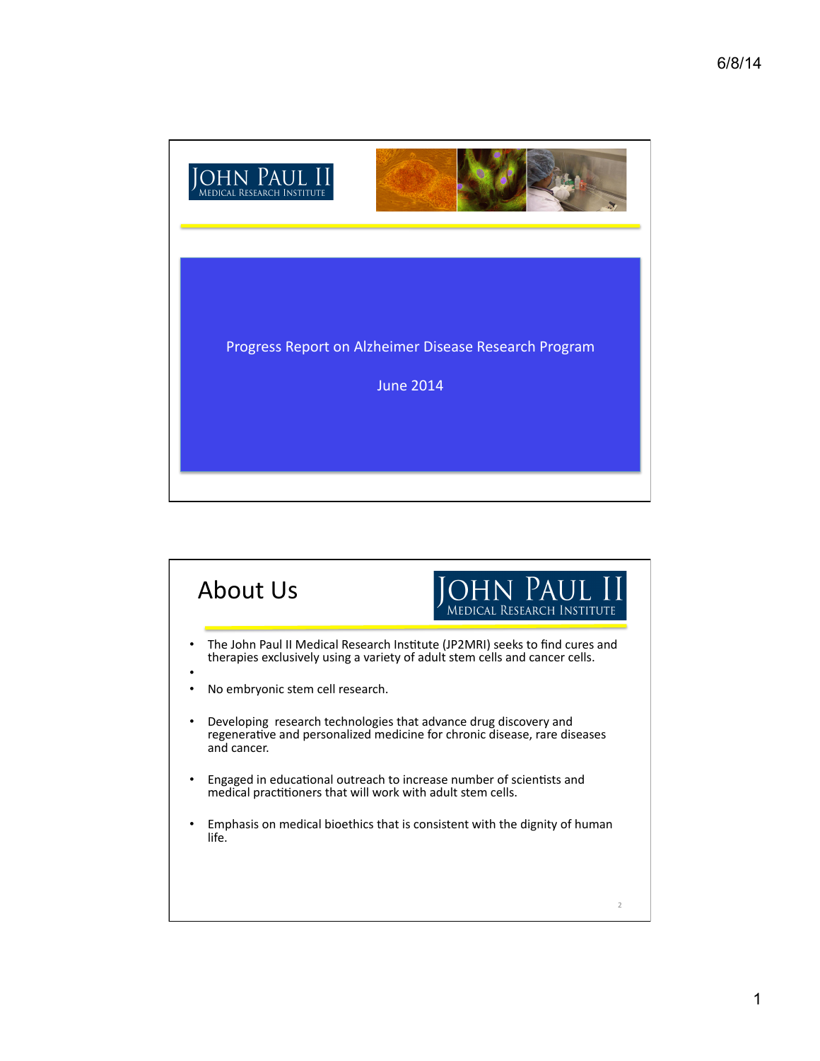JOHN PAUL II
MEDICAL RESEARCH INSTITUTE

# Progress Report on Alzheimer Disease Research Program

June 2014

## About Us

JOHN PAUL II
MEDICAL RESEARCH INSTITUTE

- The John Paul II Medical Research Institute (JP2MRI) seeks to find cures and therapies exclusively using a variety of adult stem cells and cancer cells.
- No embryonic stem cell research.
- Developing research technologies that advance drug discovery and regenerative and personalized medicine for chronic disease, rare diseases and cancer.
- Engaged in educational outreach to increase number of scientists and medical practitioners that will work with adult stem cells.
- Emphasis on medical bioethics that is consistent with the dignity of human life.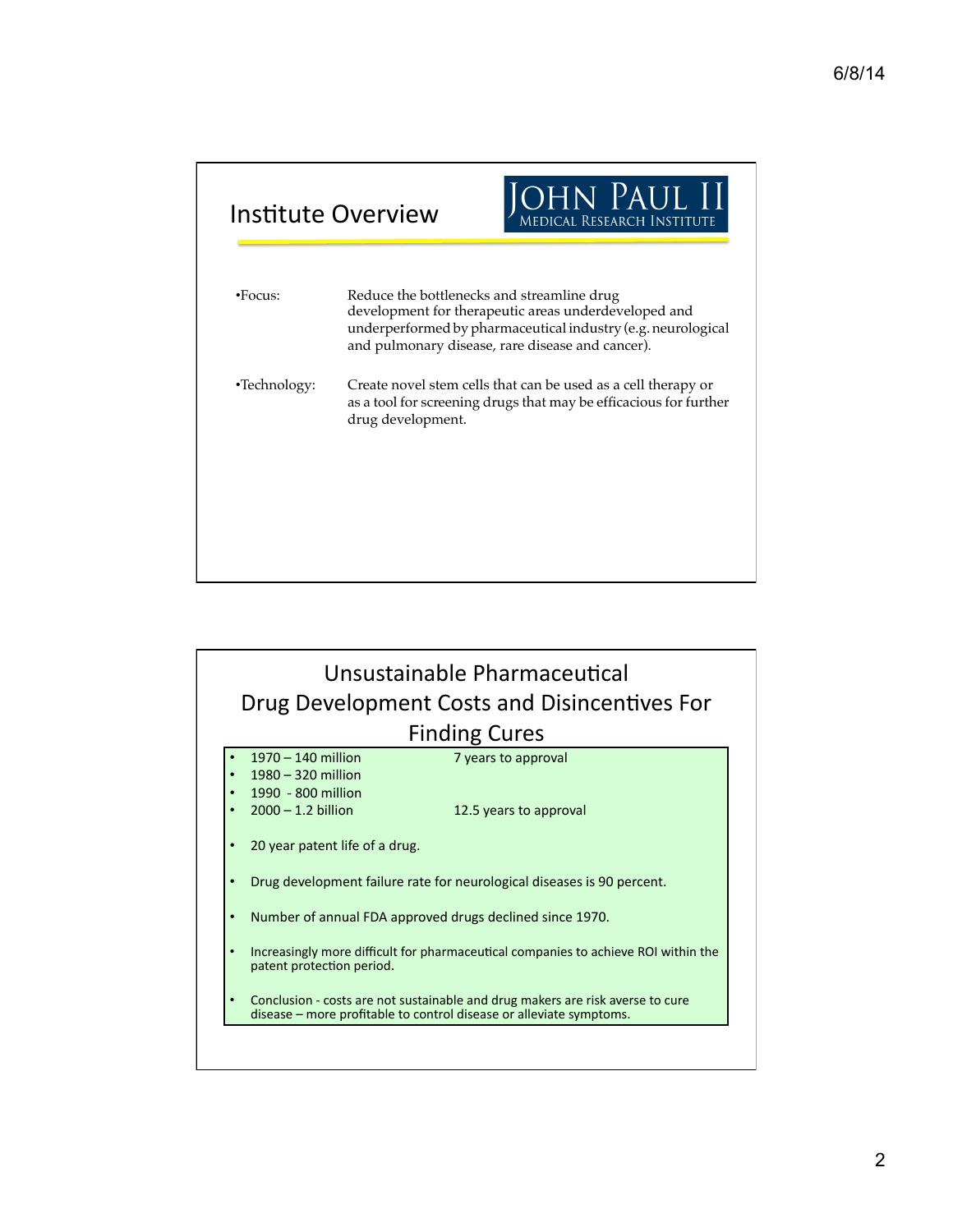## Institute Overview

JOHN PAUL II MEDICAL RESEARCH INSTITUTE

- **Focus:** Reduce the bottlenecks and streamline drug development for therapeutic areas underdeveloped and underperformed by pharmaceutical industry (e.g. neurological and pulmonary disease, rare disease and cancer).
- **Technology:** Create novel stem cells that can be used as a cell therapy or as a tool for screening drugs that may be efficacious for further drug development.

## Unsustainable Pharmaceutical Drug Development Costs and Disincentives For Finding Cures

- 1970 – 140 million — 7 years to approval
- 1980 – 320 million
- 1990 - 800 million
- 2000 – 1.2 billion — 12.5 years to approval
- 20 year patent life of a drug.
- Drug development failure rate for neurological diseases is 90 percent.
- Number of annual FDA approved drugs declined since 1970.
- Increasingly more difficult for pharmaceutical companies to achieve ROI within the patent protection period.
- Conclusion - costs are not sustainable and drug makers are risk averse to cure disease – more profitable to control disease or alleviate symptoms.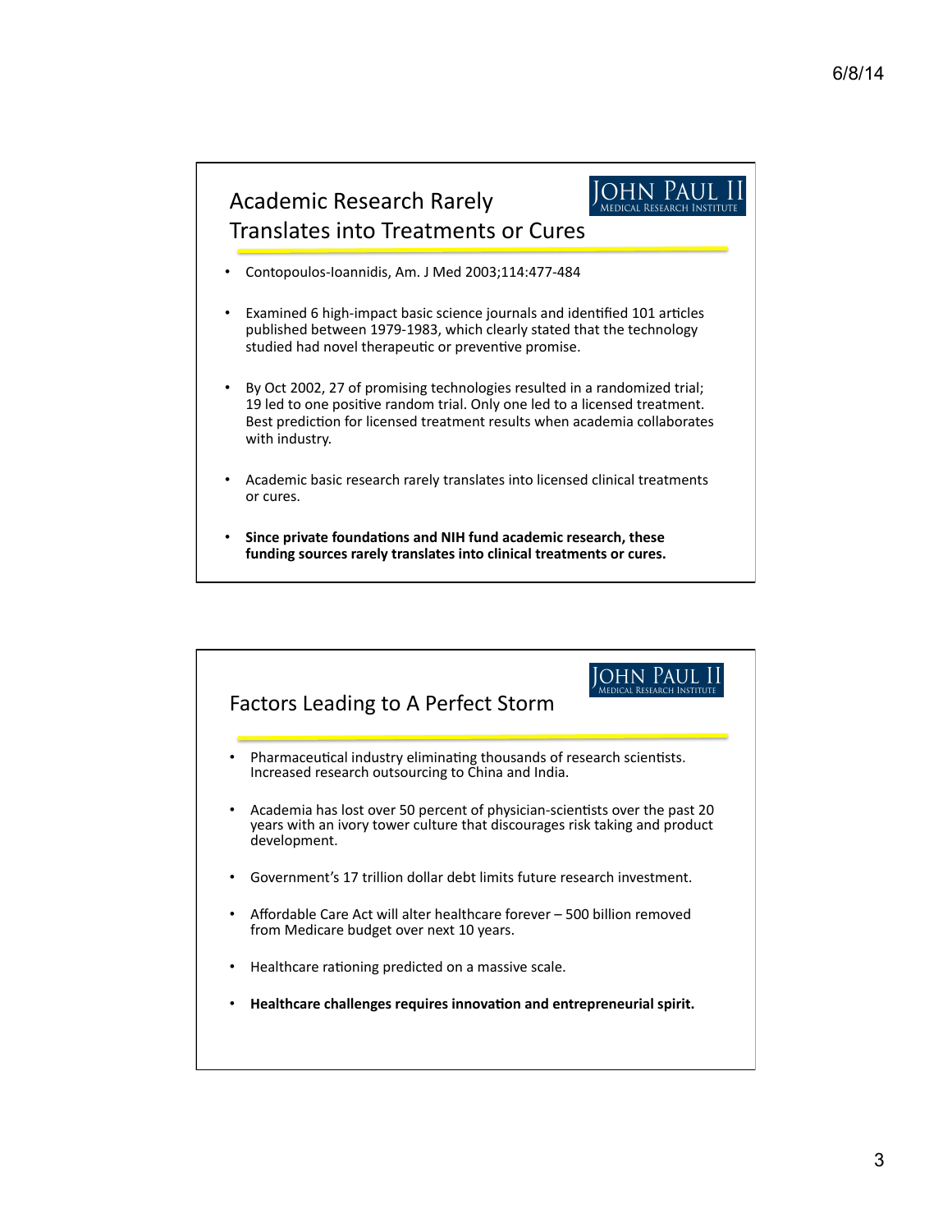## Academic Research Rarely Translates into Treatments or Cures

JOHN PAUL II
MEDICAL RESEARCH INSTITUTE

- Contopoulos-Ioannidis, Am. J Med 2003;114:477-484
- Examined 6 high-impact basic science journals and identified 101 articles published between 1979-1983, which clearly stated that the technology studied had novel therapeutic or preventive promise.
- By Oct 2002, 27 of promising technologies resulted in a randomized trial; 19 led to one positive random trial. Only one led to a licensed treatment. Best prediction for licensed treatment results when academia collaborates with industry.
- Academic basic research rarely translates into licensed clinical treatments or cures.
- **Since private foundations and NIH fund academic research, these funding sources rarely translates into clinical treatments or cures.**

## Factors Leading to A Perfect Storm

JOHN PAUL II
MEDICAL RESEARCH INSTITUTE

- Pharmaceutical industry eliminating thousands of research scientists. Increased research outsourcing to China and India.
- Academia has lost over 50 percent of physician-scientists over the past 20 years with an ivory tower culture that discourages risk taking and product development.
- Government's 17 trillion dollar debt limits future research investment.
- Affordable Care Act will alter healthcare forever – 500 billion removed from Medicare budget over next 10 years.
- Healthcare rationing predicted on a massive scale.
- **Healthcare challenges requires innovation and entrepreneurial spirit.**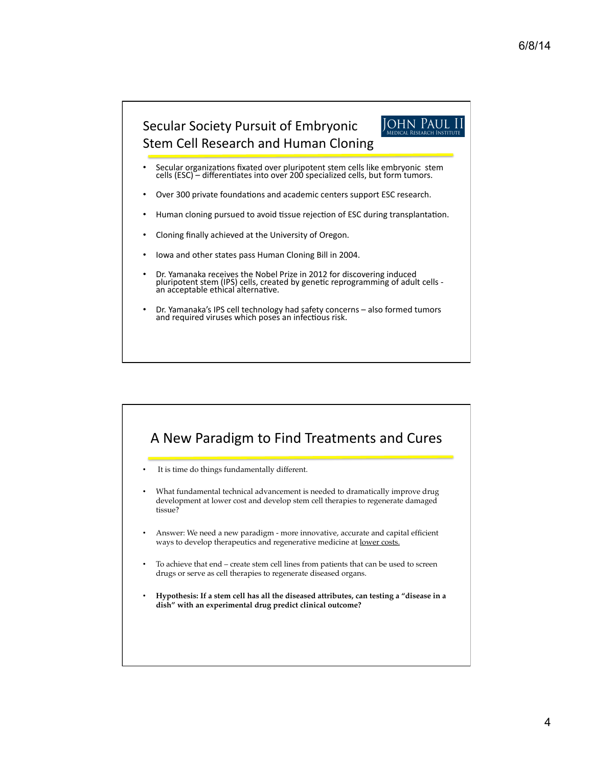## Secular Society Pursuit of Embryonic Stem Cell Research and Human Cloning

JOHN PAUL II MEDICAL RESEARCH INSTITUTE

- Secular organizations fixated over pluripotent stem cells like embryonic stem cells (ESC) – differentiates into over 200 specialized cells, but form tumors.
- Over 300 private foundations and academic centers support ESC research.
- Human cloning pursued to avoid tissue rejection of ESC during transplantation.
- Cloning finally achieved at the University of Oregon.
- Iowa and other states pass Human Cloning Bill in 2004.
- Dr. Yamanaka receives the Nobel Prize in 2012 for discovering induced pluripotent stem (IPS) cells, created by genetic reprogramming of adult cells - an acceptable ethical alternative.
- Dr. Yamanaka's IPS cell technology had safety concerns – also formed tumors and required viruses which poses an infectious risk.

## A New Paradigm to Find Treatments and Cures

- It is time do things fundamentally different.
- What fundamental technical advancement is needed to dramatically improve drug development at lower cost and develop stem cell therapies to regenerate damaged tissue?
- Answer: We need a new paradigm - more innovative, accurate and capital efficient ways to develop therapeutics and regenerative medicine at <u>lower costs.</u>
- To achieve that end – create stem cell lines from patients that can be used to screen drugs or serve as cell therapies to regenerate diseased organs.
- **Hypothesis: If a stem cell has all the diseased attributes, can testing a "disease in a dish" with an experimental drug predict clinical outcome?**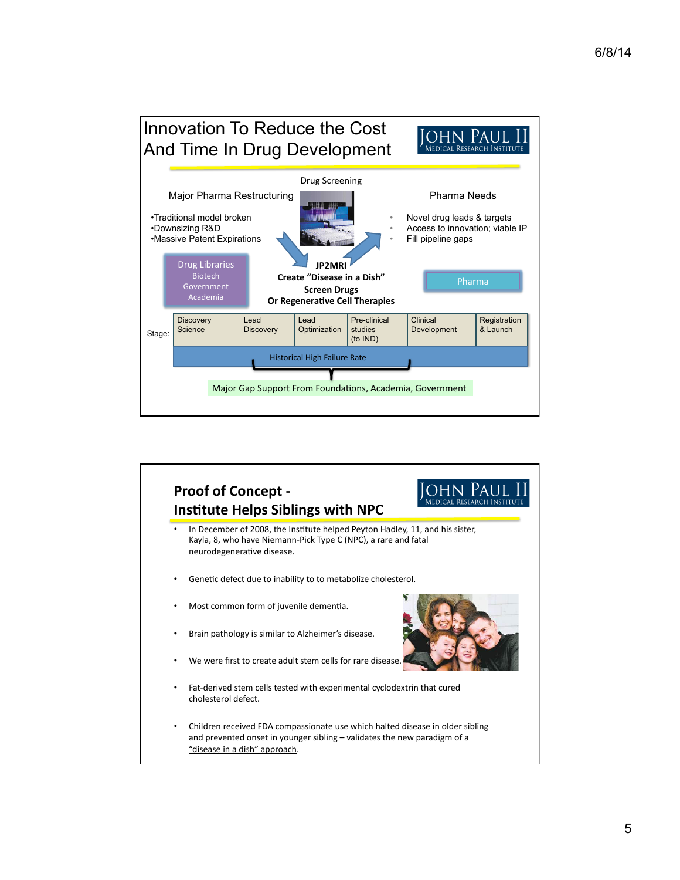## Innovation To Reduce the Cost And Time In Drug Development

JOHN PAUL II MEDICAL RESEARCH INSTITUTE

Drug Screening

**Major Pharma Restructuring**

- Traditional model broken
- Downsizing R&D
- Massive Patent Expirations

**Pharma Needs**

- Novel drug leads & targets
- Access to innovation; viable IP
- Fill pipeline gaps

Drug Libraries
Biotech
Government
Academia

**JP2MRI**
**Create "Disease in a Dish"**
**Screen Drugs**
**Or Regenerative Cell Therapies**

Pharma

| Stage: | Discovery Science | Lead Discovery | Lead Optimization | Pre-clinical studies (to IND) | Clinical Development | Registration & Launch |
|---|---|---|---|---|---|---|

Historical High Failure Rate

Major Gap Support From Foundations, Academia, Government

## Proof of Concept - Institute Helps Siblings with NPC

JOHN PAUL II MEDICAL RESEARCH INSTITUTE

- In December of 2008, the Institute helped Peyton Hadley, 11, and his sister, Kayla, 8, who have Niemann-Pick Type C (NPC), a rare and fatal neurodegenerative disease.
- Genetic defect due to inability to to metabolize cholesterol.
- Most common form of juvenile dementia.
- Brain pathology is similar to Alzheimer's disease.
- We were first to create adult stem cells for rare disease.
- Fat-derived stem cells tested with experimental cyclodextrin that cured cholesterol defect.
- Children received FDA compassionate use which halted disease in older sibling and prevented onset in younger sibling – validates the new paradigm of a "disease in a dish" approach.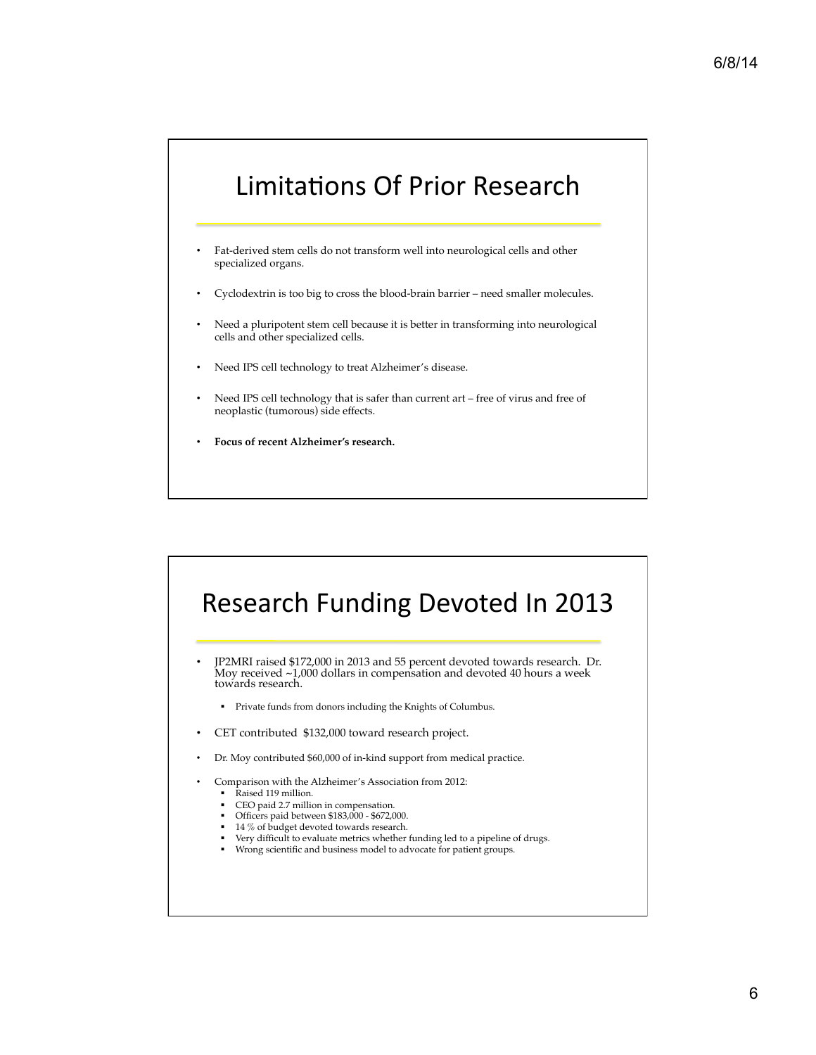## Limitations Of Prior Research

- Fat-derived stem cells do not transform well into neurological cells and other specialized organs.
- Cyclodextrin is too big to cross the blood-brain barrier – need smaller molecules.
- Need a pluripotent stem cell because it is better in transforming into neurological cells and other specialized cells.
- Need IPS cell technology to treat Alzheimer's disease.
- Need IPS cell technology that is safer than current art – free of virus and free of neoplastic (tumorous) side effects.
- **Focus of recent Alzheimer's research.**

## Research Funding Devoted In 2013

- JP2MRI raised $172,000 in 2013 and 55 percent devoted towards research. Dr. Moy received ~1,000 dollars in compensation and devoted 40 hours a week towards research.
  - Private funds from donors including the Knights of Columbus.
- CET contributed $132,000 toward research project.
- Dr. Moy contributed $60,000 of in-kind support from medical practice.
- Comparison with the Alzheimer's Association from 2012:
  - Raised 119 million.
  - CEO paid 2.7 million in compensation.
  - Officers paid between $183,000 - $672,000.
  - 14 % of budget devoted towards research.
  - Very difficult to evaluate metrics whether funding led to a pipeline of drugs.
  - Wrong scientific and business model to advocate for patient groups.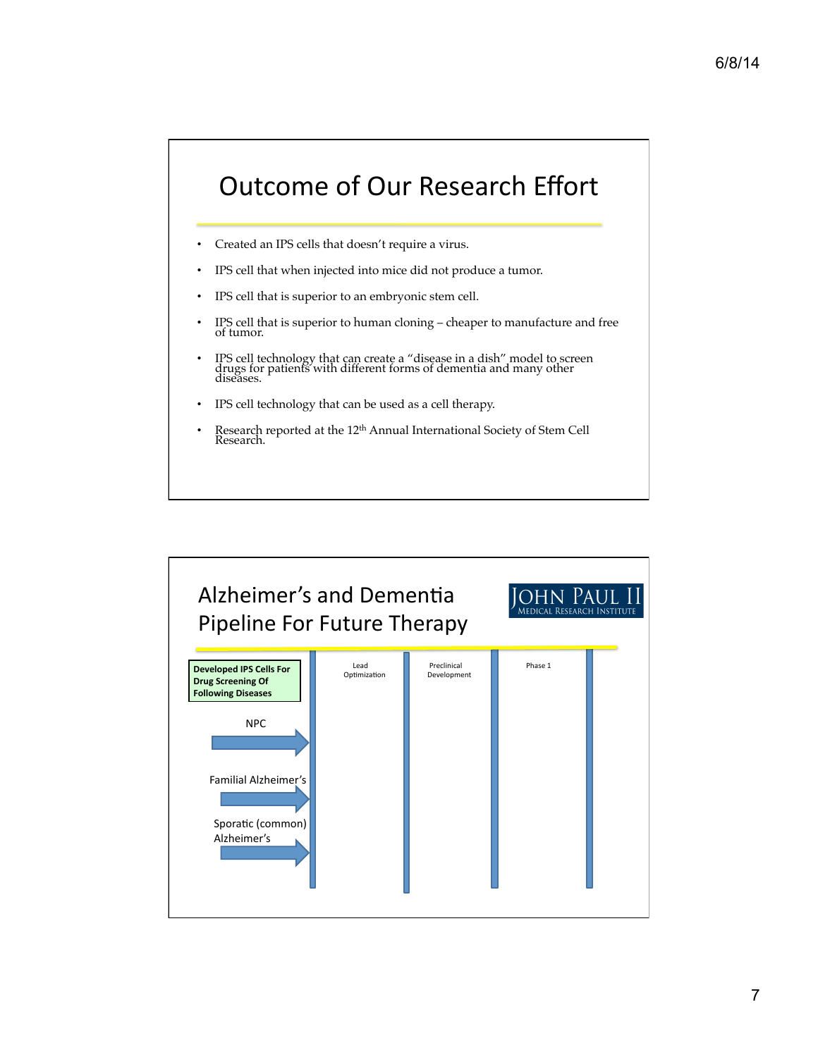# Outcome of Our Research Effort

- Created an IPS cells that doesn't require a virus.
- IPS cell that when injected into mice did not produce a tumor.
- IPS cell that is superior to an embryonic stem cell.
- IPS cell that is superior to human cloning – cheaper to manufacture and free of tumor.
- IPS cell technology that can create a "disease in a dish" model to screen drugs for patients with different forms of dementia and many other diseases.
- IPS cell technology that can be used as a cell therapy.
- Research reported at the 12th Annual International Society of Stem Cell Research.

# Alzheimer's and Dementia Pipeline For Future Therapy

JOHN PAUL II MEDICAL RESEARCH INSTITUTE

| Developed IPS Cells For Drug Screening Of Following Diseases | Lead Optimization | Preclinical Development | Phase 1 |
|---|---|---|---|
| NPC → | | | |
| Familial Alzheimer's → | | | |
| Sporatic (common) Alzheimer's → | | | |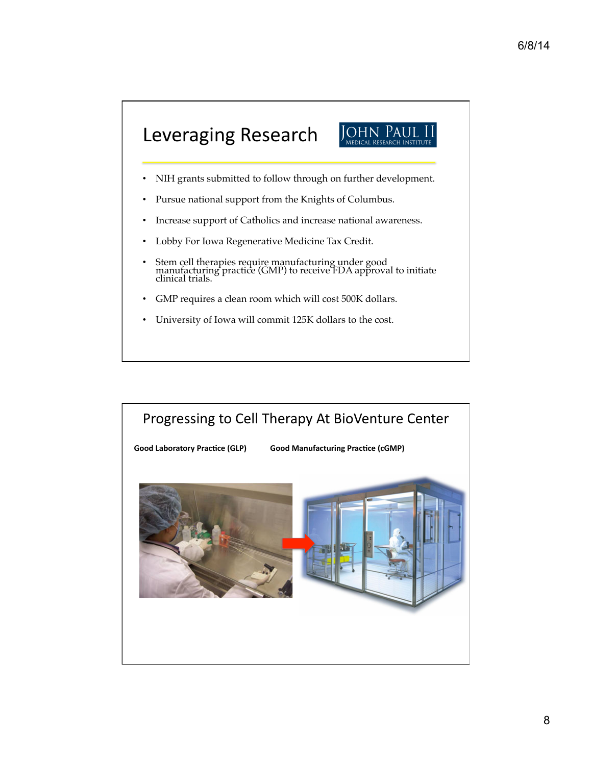## Leveraging Research

JOHN PAUL II
MEDICAL RESEARCH INSTITUTE

- NIH grants submitted to follow through on further development.
- Pursue national support from the Knights of Columbus.
- Increase support of Catholics and increase national awareness.
- Lobby For Iowa Regenerative Medicine Tax Credit.
- Stem cell therapies require manufacturing under good manufacturing practice (GMP) to receive FDA approval to initiate clinical trials.
- GMP requires a clean room which will cost 500K dollars.
- University of Iowa will commit 125K dollars to the cost.

## Progressing to Cell Therapy At BioVenture Center

**Good Laboratory Practice (GLP)** **Good Manufacturing Practice (cGMP)**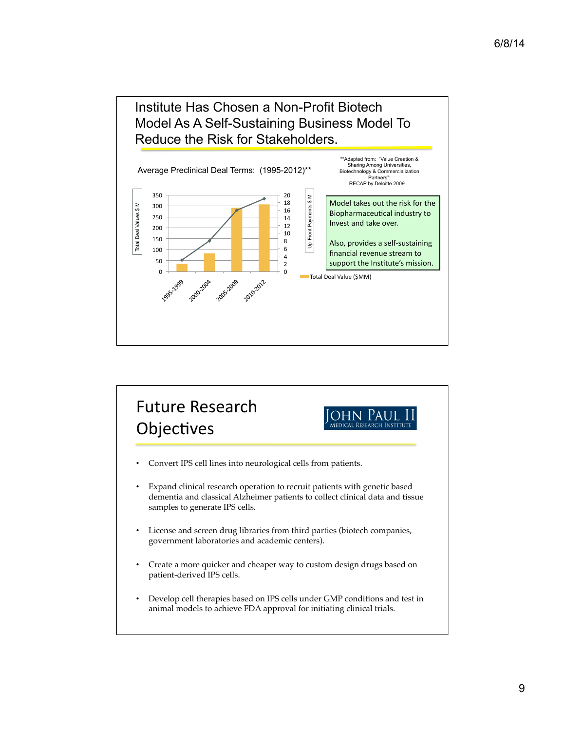## Institute Has Chosen a Non-Profit Biotech Model As A Self-Sustaining Business Model To Reduce the Risk for Stakeholders.

Average Preclinical Deal Terms: (1995-2012)**

**Adapted from: "Value Creation & Sharing Among Universities, Biotechnology & Commercialization Partners": RECAP by Deloitte 2009

Total Deal Values $ M

Up-Front Payments $ M

Total Deal Value ($MM)

1995-1999, 2000-2004, 2005-2009, 2010-2012

Model takes out the risk for the Biopharmaceutical industry to Invest and take over.

Also, provides a self-sustaining financial revenue stream to support the Institute's mission.

## Future Research Objectives

JOHN PAUL II MEDICAL RESEARCH INSTITUTE

- Convert IPS cell lines into neurological cells from patients.
- Expand clinical research operation to recruit patients with genetic based dementia and classical Alzheimer patients to collect clinical data and tissue samples to generate IPS cells.
- License and screen drug libraries from third parties (biotech companies, government laboratories and academic centers).
- Create a more quicker and cheaper way to custom design drugs based on patient-derived IPS cells.
- Develop cell therapies based on IPS cells under GMP conditions and test in animal models to achieve FDA approval for initiating clinical trials.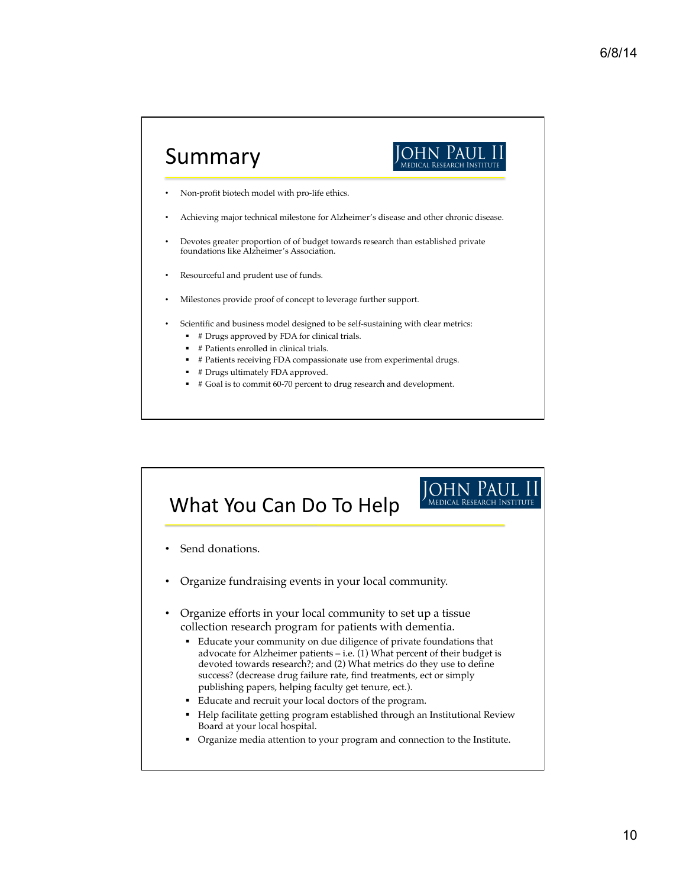## Summary

JOHN PAUL II MEDICAL RESEARCH INSTITUTE

- Non-profit biotech model with pro-life ethics.
- Achieving major technical milestone for Alzheimer's disease and other chronic disease.
- Devotes greater proportion of of budget towards research than established private foundations like Alzheimer's Association.
- Resourceful and prudent use of funds.
- Milestones provide proof of concept to leverage further support.
- Scientific and business model designed to be self-sustaining with clear metrics:
  - # Drugs approved by FDA for clinical trials.
  - # Patients enrolled in clinical trials.
  - # Patients receiving FDA compassionate use from experimental drugs.
  - # Drugs ultimately FDA approved.
  - # Goal is to commit 60-70 percent to drug research and development.

## What You Can Do To Help

JOHN PAUL II MEDICAL RESEARCH INSTITUTE

- Send donations.
- Organize fundraising events in your local community.
- Organize efforts in your local community to set up a tissue collection research program for patients with dementia.
  - Educate your community on due diligence of private foundations that advocate for Alzheimer patients – i.e. (1) What percent of their budget is devoted towards research?; and (2) What metrics do they use to define success? (decrease drug failure rate, find treatments, ect or simply publishing papers, helping faculty get tenure, ect.).
  - Educate and recruit your local doctors of the program.
  - Help facilitate getting program established through an Institutional Review Board at your local hospital.
  - Organize media attention to your program and connection to the Institute.